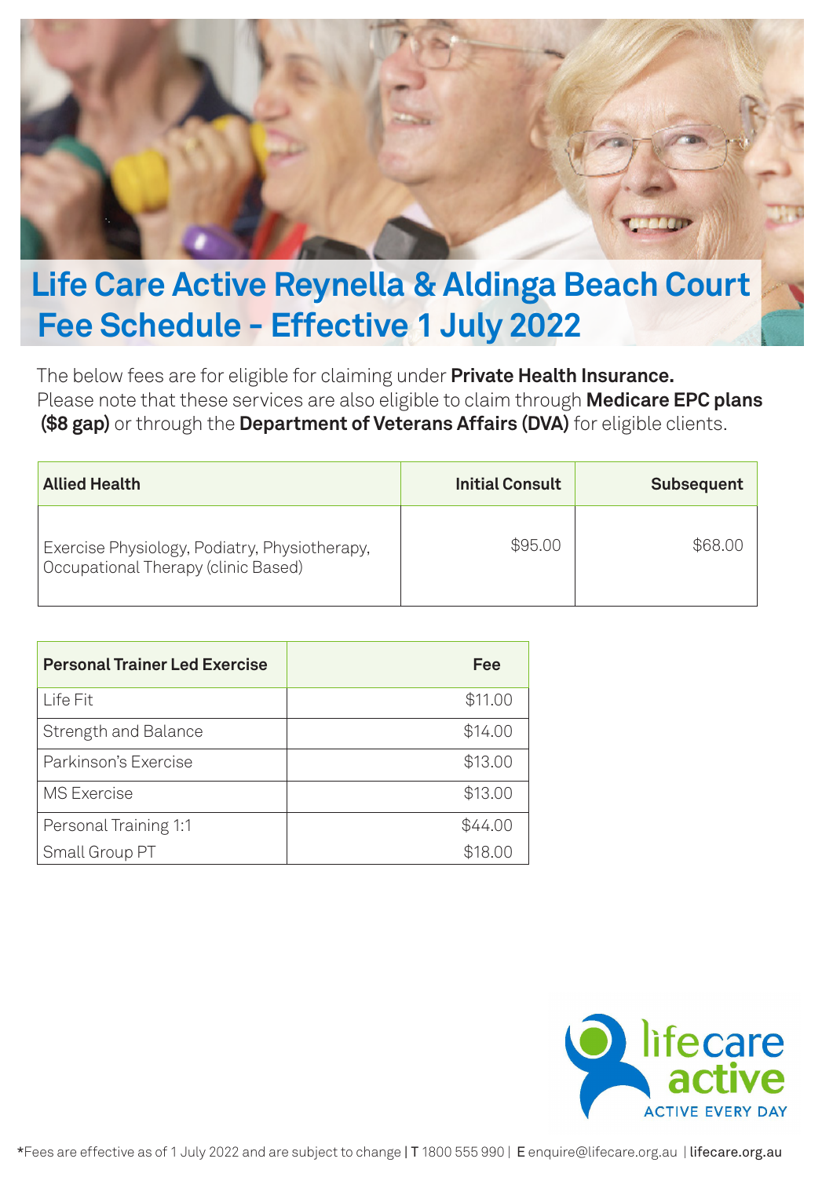# Life Care Active Reynella & Aldinga Beach Court Fee Schedule - Effective 1 July 2022

The below fees are for eligible for claiming under **Private Health Insurance.** Please note that these services are also eligible to claim through **Medicare EPC plans ($8 gap)** or through the **Department of Veterans Affairs (DVA)** for eligible clients.

| Allied Health | Initial Consult | Subsequent |
|---|---|---|
| Exercise Physiology, Podiatry, Physiotherapy, Occupational Therapy (clinic Based) | $95.00 | $68.00 |

| Personal Trainer Led Exercise | Fee |
|---|---|
| Life Fit | $11.00 |
| Strength and Balance | $14.00 |
| Parkinson's Exercise | $13.00 |
| MS Exercise | $13.00 |
| Personal Training 1:1 | $44.00 |
| Small Group PT | $18.00 |

lifecare active
ACTIVE EVERY DAY

*Fees are effective as of 1 July 2022 and are subject to change | T 1800 555 990 | E enquire@lifecare.org.au | lifecare.org.au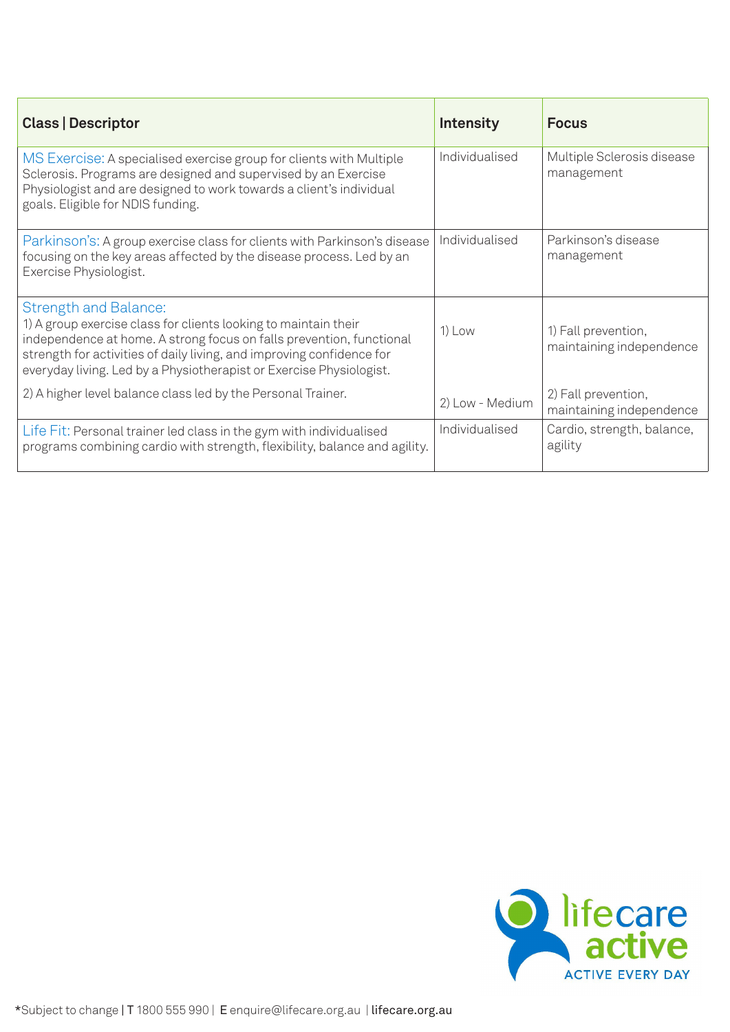| Class \| Descriptor | Intensity | Focus |
|---|---|---|
| MS Exercise: A specialised exercise group for clients with Multiple Sclerosis. Programs are designed and supervised by an Exercise Physiologist and are designed to work towards a client's individual goals. Eligible for NDIS funding. | Individualised | Multiple Sclerosis disease management |
| Parkinson's: A group exercise class for clients with Parkinson's disease focusing on the key areas affected by the disease process. Led by an Exercise Physiologist. | Individualised | Parkinson's disease management |
| Strength and Balance:<br>1) A group exercise class for clients looking to maintain their independence at home. A strong focus on falls prevention, functional strength for activities of daily living, and improving confidence for everyday living. Led by a Physiotherapist or Exercise Physiologist.<br>2) A higher level balance class led by the Personal Trainer. | 1) Low<br>2) Low - Medium | 1) Fall prevention, maintaining independence<br>2) Fall prevention, maintaining independence |
| Life Fit: Personal trainer led class in the gym with individualised programs combining cardio with strength, flexibility, balance and agility. | Individualised | Cardio, strength, balance, agility |

lifecare active
ACTIVE EVERY DAY

*Subject to change | T 1800 555 990 | E enquire@lifecare.org.au | lifecare.org.au